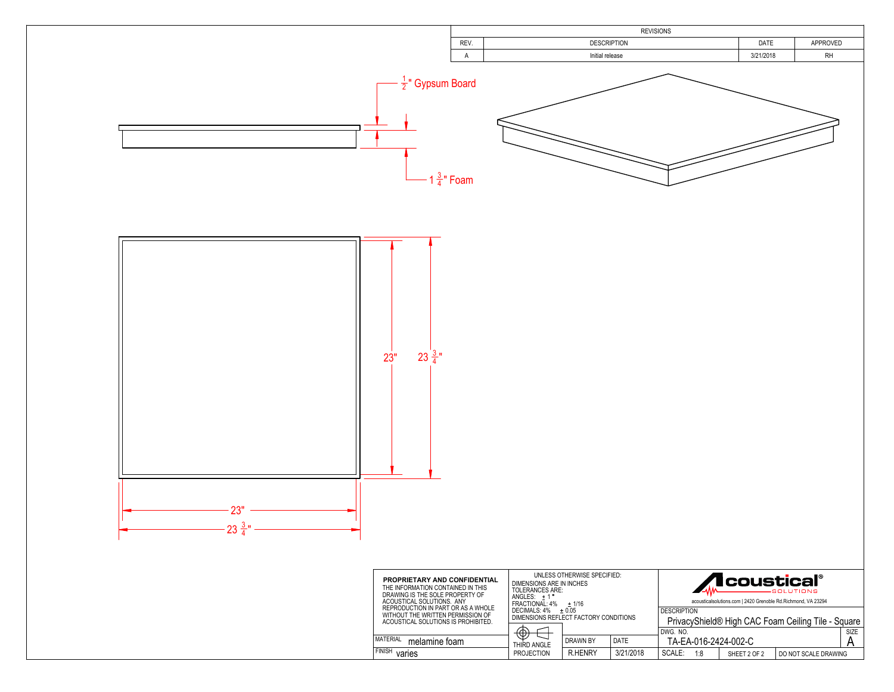## REVISIONS

| REV. | DESCRIPTION | DATE | APPROVED |
|---|---|---|---|
| A | Initial release | 3/21/2018 | RH |

$\frac{1}{2}$" Gypsum Board

1 $\frac{3}{4}$" Foam

23"

23 $\frac{3}{4}$"

23"

23 $\frac{3}{4}$"

**PROPRIETARY AND CONFIDENTIAL**
THE INFORMATION CONTAINED IN THIS DRAWING IS THE SOLE PROPERTY OF ACOUSTICAL SOLUTIONS. ANY REPRODUCTION IN PART OR AS A WHOLE WITHOUT THE WRITTEN PERMISSION OF ACOUSTICAL SOLUTIONS IS PROHIBITED.

MATERIAL: melamine foam
FINISH: varies

UNLESS OTHERWISE SPECIFIED:
DIMENSIONS ARE IN INCHES
TOLERANCES ARE:
ANGLES: ± 1°
FRACTIONAL: 4% ± 1/16
DECIMALS: 4% ± 0.05
DIMENSIONS REFLECT FACTORY CONDITIONS

THIRD ANGLE PROJECTION

| DRAWN BY | DATE |
|---|---|
| R.HENRY | 3/21/2018 |

**Acoustical SOLUTIONS**
acousticalsolutions.com | 2420 Grenoble Rd.Richmond, VA 23294

DESCRIPTION: PrivacyShield® High CAC Foam Ceiling Tile - Square

DWG. NO.: TA-EA-016-2424-002-C

SIZE: A

SCALE: 1:8 | SHEET 2 OF 2 | DO NOT SCALE DRAWING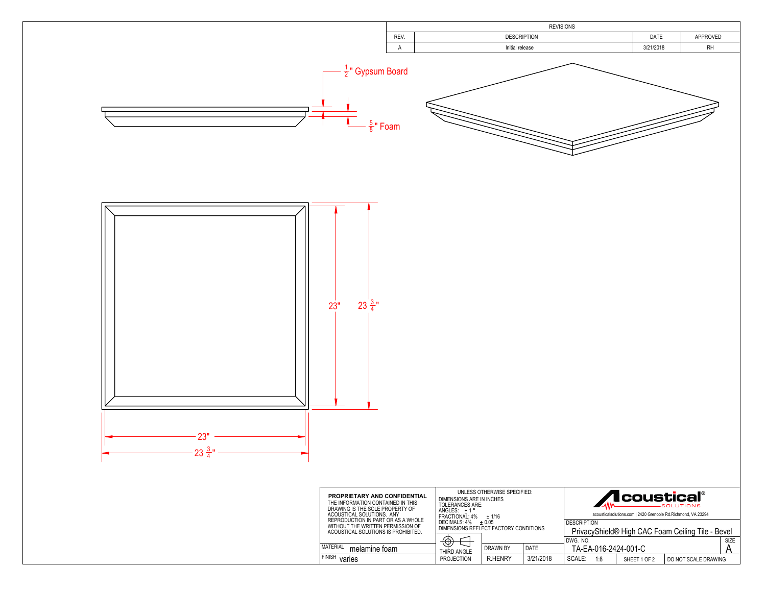| REVISIONS | | | |
|---|---|---|---|
| REV. | DESCRIPTION | DATE | APPROVED |
| A | Initial release | 3/21/2018 | RH |

1/2" Gypsum Board

5/8" Foam

23"

23 3/4"

23"

23 3/4"

**PROPRIETARY AND CONFIDENTIAL**
THE INFORMATION CONTAINED IN THIS DRAWING IS THE SOLE PROPERTY OF ACOUSTICAL SOLUTIONS. ANY REPRODUCTION IN PART OR AS A WHOLE WITHOUT THE WRITTEN PERMISSION OF ACOUSTICAL SOLUTIONS IS PROHIBITED.

UNLESS OTHERWISE SPECIFIED:
DIMENSIONS ARE IN INCHES
TOLERANCES ARE:
ANGLES: ± 1 °
FRACTIONAL: 4% ± 1/16
DECIMALS: 4% ± 0.05
DIMENSIONS REFLECT FACTORY CONDITIONS

Acoustical SOLUTIONS®
acousticalsolutions.com | 2420 Grenoble Rd.Richmond, VA 23294

| | | | | | | |
|---|---|---|---|---|---|---|
| MATERIAL | melamine foam | THIRD ANGLE PROJECTION | DRAWN BY | DATE | DESCRIPTION | PrivacyShield® High CAC Foam Ceiling Tile - Bevel |
| FINISH | varies | | R.HENRY | 3/21/2018 | DWG. NO. | TA-EA-016-2424-001-C |
| | | | | | SIZE | A |
| | | | | | SCALE: | 1:8 |
| | | | | | SHEET 1 OF 2 | DO NOT SCALE DRAWING |